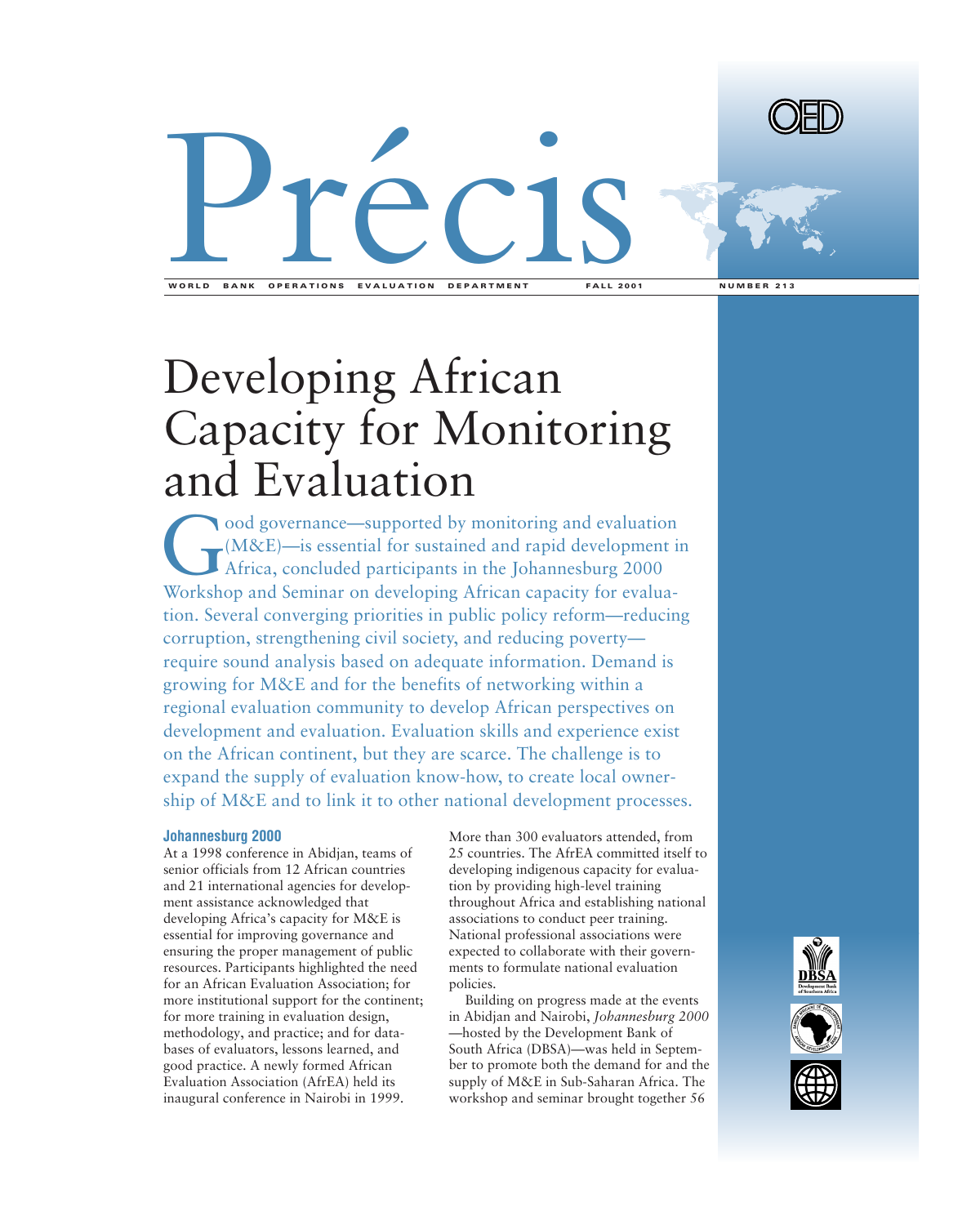# Précis

WORLD BANK OPERATIONS EVALUATION DEPARTMENT FALL 2001 NUMBER 213

# Developing African Capacity for Monitoring and Evaluation

Good governance—supported by monitoring and evaluation (M&E)—is essential for sustained and rapid development in Africa, concluded participants in the Johannesburg 2000 Workshop and Seminar on developing African capacity for evaluation. Several converging priorities in public policy reform—reducing corruption, strengthening civil society, and reducing poverty—require sound analysis based on adequate information. Demand is growing for M&E and for the benefits of networking within a regional evaluation community to develop African perspectives on development and evaluation. Evaluation skills and experience exist on the African continent, but they are scarce. The challenge is to expand the supply of evaluation know-how, to create local ownership of M&E and to link it to other national development processes.

### Johannesburg 2000

At a 1998 conference in Abidjan, teams of senior officials from 12 African countries and 21 international agencies for development assistance acknowledged that developing Africa's capacity for M&E is essential for improving governance and ensuring the proper management of public resources. Participants highlighted the need for an African Evaluation Association; for more institutional support for the continent; for more training in evaluation design, methodology, and practice; and for databases of evaluators, lessons learned, and good practice. A newly formed African Evaluation Association (AfrEA) held its inaugural conference in Nairobi in 1999. More than 300 evaluators attended, from 25 countries. The AfrEA committed itself to developing indigenous capacity for evaluation by providing high-level training throughout Africa and establishing national associations to conduct peer training. National professional associations were expected to collaborate with their governments to formulate national evaluation policies.

Building on progress made at the events in Abidjan and Nairobi, *Johannesburg 2000* —hosted by the Development Bank of South Africa (DBSA)—was held in September to promote both the demand for and the supply of M&E in Sub-Saharan Africa. The workshop and seminar brought together 56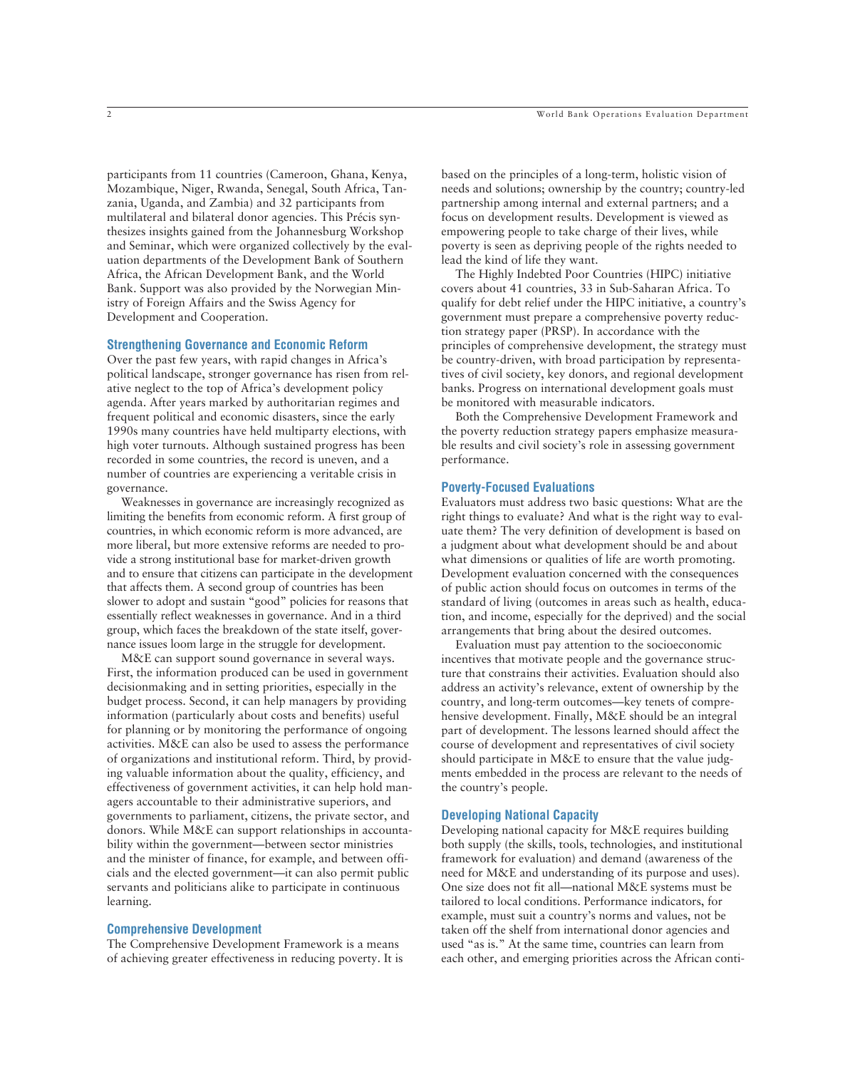participants from 11 countries (Cameroon, Ghana, Kenya, Mozambique, Niger, Rwanda, Senegal, South Africa, Tanzania, Uganda, and Zambia) and 32 participants from multilateral and bilateral donor agencies. This Précis synthesizes insights gained from the Johannesburg Workshop and Seminar, which were organized collectively by the evaluation departments of the Development Bank of Southern Africa, the African Development Bank, and the World Bank. Support was also provided by the Norwegian Ministry of Foreign Affairs and the Swiss Agency for Development and Cooperation.

## Strengthening Governance and Economic Reform

Over the past few years, with rapid changes in Africa's political landscape, stronger governance has risen from relative neglect to the top of Africa's development policy agenda. After years marked by authoritarian regimes and frequent political and economic disasters, since the early 1990s many countries have held multiparty elections, with high voter turnouts. Although sustained progress has been recorded in some countries, the record is uneven, and a number of countries are experiencing a veritable crisis in governance.

Weaknesses in governance are increasingly recognized as limiting the benefits from economic reform. A first group of countries, in which economic reform is more advanced, are more liberal, but more extensive reforms are needed to provide a strong institutional base for market-driven growth and to ensure that citizens can participate in the development that affects them. A second group of countries has been slower to adopt and sustain "good" policies for reasons that essentially reflect weaknesses in governance. And in a third group, which faces the breakdown of the state itself, governance issues loom large in the struggle for development.

M&E can support sound governance in several ways. First, the information produced can be used in government decisionmaking and in setting priorities, especially in the budget process. Second, it can help managers by providing information (particularly about costs and benefits) useful for planning or by monitoring the performance of ongoing activities. M&E can also be used to assess the performance of organizations and institutional reform. Third, by providing valuable information about the quality, efficiency, and effectiveness of government activities, it can help hold managers accountable to their administrative superiors, and governments to parliament, citizens, the private sector, and donors. While M&E can support relationships in accountability within the government—between sector ministries and the minister of finance, for example, and between officials and the elected government—it can also permit public servants and politicians alike to participate in continuous learning.

## Comprehensive Development

The Comprehensive Development Framework is a means of achieving greater effectiveness in reducing poverty. It is based on the principles of a long-term, holistic vision of needs and solutions; ownership by the country; country-led partnership among internal and external partners; and a focus on development results. Development is viewed as empowering people to take charge of their lives, while poverty is seen as depriving people of the rights needed to lead the kind of life they want.

The Highly Indebted Poor Countries (HIPC) initiative covers about 41 countries, 33 in Sub-Saharan Africa. To qualify for debt relief under the HIPC initiative, a country's government must prepare a comprehensive poverty reduction strategy paper (PRSP). In accordance with the principles of comprehensive development, the strategy must be country-driven, with broad participation by representatives of civil society, key donors, and regional development banks. Progress on international development goals must be monitored with measurable indicators.

Both the Comprehensive Development Framework and the poverty reduction strategy papers emphasize measurable results and civil society's role in assessing government performance.

## Poverty-Focused Evaluations

Evaluators must address two basic questions: What are the right things to evaluate? And what is the right way to evaluate them? The very definition of development is based on a judgment about what development should be and about what dimensions or qualities of life are worth promoting. Development evaluation concerned with the consequences of public action should focus on outcomes in terms of the standard of living (outcomes in areas such as health, education, and income, especially for the deprived) and the social arrangements that bring about the desired outcomes.

Evaluation must pay attention to the socioeconomic incentives that motivate people and the governance structure that constrains their activities. Evaluation should also address an activity's relevance, extent of ownership by the country, and long-term outcomes—key tenets of comprehensive development. Finally, M&E should be an integral part of development. The lessons learned should affect the course of development and representatives of civil society should participate in M&E to ensure that the value judgments embedded in the process are relevant to the needs of the country's people.

## Developing National Capacity

Developing national capacity for M&E requires building both supply (the skills, tools, technologies, and institutional framework for evaluation) and demand (awareness of the need for M&E and understanding of its purpose and uses). One size does not fit all—national M&E systems must be tailored to local conditions. Performance indicators, for example, must suit a country's norms and values, not be taken off the shelf from international donor agencies and used "as is." At the same time, countries can learn from each other, and emerging priorities across the African conti-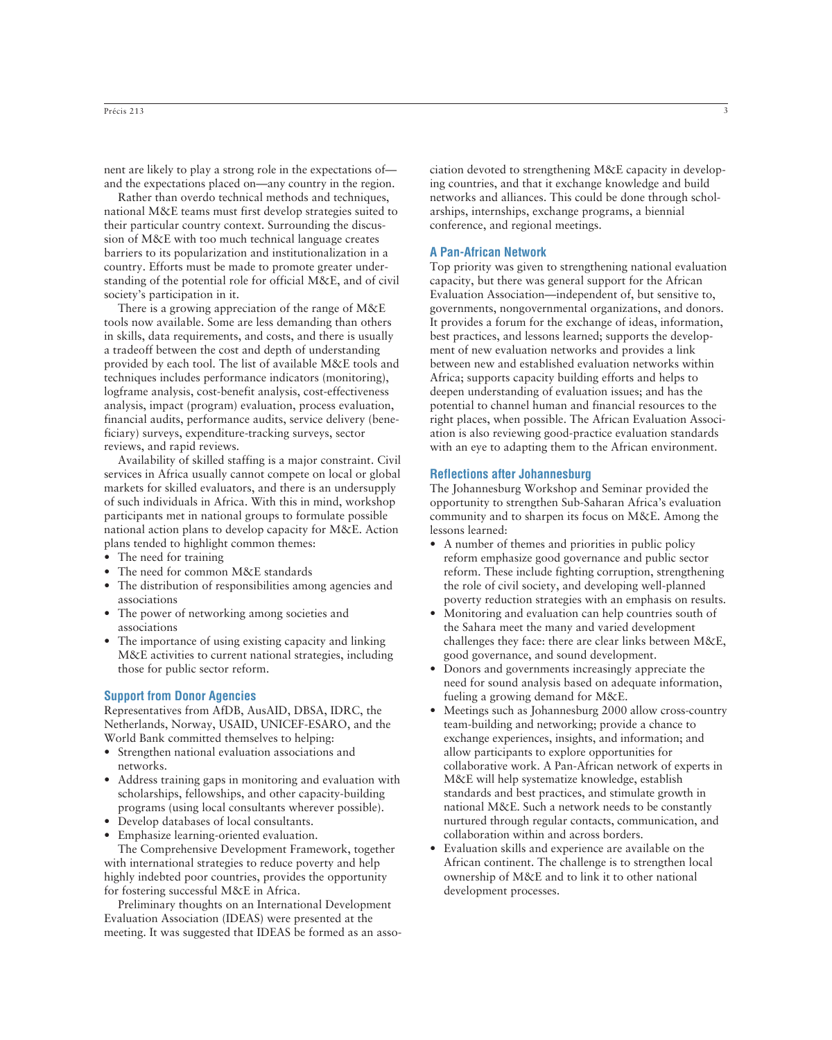nent are likely to play a strong role in the expectations of—and the expectations placed on—any country in the region.

Rather than overdo technical methods and techniques, national M&E teams must first develop strategies suited to their particular country context. Surrounding the discussion of M&E with too much technical language creates barriers to its popularization and institutionalization in a country. Efforts must be made to promote greater understanding of the potential role for official M&E, and of civil society's participation in it.

There is a growing appreciation of the range of M&E tools now available. Some are less demanding than others in skills, data requirements, and costs, and there is usually a tradeoff between the cost and depth of understanding provided by each tool. The list of available M&E tools and techniques includes performance indicators (monitoring), logframe analysis, cost-benefit analysis, cost-effectiveness analysis, impact (program) evaluation, process evaluation, financial audits, performance audits, service delivery (beneficiary) surveys, expenditure-tracking surveys, sector reviews, and rapid reviews.

Availability of skilled staffing is a major constraint. Civil services in Africa usually cannot compete on local or global markets for skilled evaluators, and there is an undersupply of such individuals in Africa. With this in mind, workshop participants met in national groups to formulate possible national action plans to develop capacity for M&E. Action plans tended to highlight common themes:

- The need for training
- The need for common M&E standards
- The distribution of responsibilities among agencies and associations
- The power of networking among societies and associations
- The importance of using existing capacity and linking M&E activities to current national strategies, including those for public sector reform.

### Support from Donor Agencies

Representatives from AfDB, AusAID, DBSA, IDRC, the Netherlands, Norway, USAID, UNICEF-ESARO, and the World Bank committed themselves to helping:

- Strengthen national evaluation associations and networks.
- Address training gaps in monitoring and evaluation with scholarships, fellowships, and other capacity-building programs (using local consultants wherever possible).
- Develop databases of local consultants.
- Emphasize learning-oriented evaluation.

The Comprehensive Development Framework, together with international strategies to reduce poverty and help highly indebted poor countries, provides the opportunity for fostering successful M&E in Africa.

Preliminary thoughts on an International Development Evaluation Association (IDEAS) were presented at the meeting. It was suggested that IDEAS be formed as an association devoted to strengthening M&E capacity in developing countries, and that it exchange knowledge and build networks and alliances. This could be done through scholarships, internships, exchange programs, a biennial conference, and regional meetings.

### A Pan-African Network

Top priority was given to strengthening national evaluation capacity, but there was general support for the African Evaluation Association—independent of, but sensitive to, governments, nongovernmental organizations, and donors. It provides a forum for the exchange of ideas, information, best practices, and lessons learned; supports the development of new evaluation networks and provides a link between new and established evaluation networks within Africa; supports capacity building efforts and helps to deepen understanding of evaluation issues; and has the potential to channel human and financial resources to the right places, when possible. The African Evaluation Association is also reviewing good-practice evaluation standards with an eye to adapting them to the African environment.

### Reflections after Johannesburg

The Johannesburg Workshop and Seminar provided the opportunity to strengthen Sub-Saharan Africa's evaluation community and to sharpen its focus on M&E. Among the lessons learned:

- A number of themes and priorities in public policy reform emphasize good governance and public sector reform. These include fighting corruption, strengthening the role of civil society, and developing well-planned poverty reduction strategies with an emphasis on results.
- Monitoring and evaluation can help countries south of the Sahara meet the many and varied development challenges they face: there are clear links between M&E, good governance, and sound development.
- Donors and governments increasingly appreciate the need for sound analysis based on adequate information, fueling a growing demand for M&E.
- Meetings such as Johannesburg 2000 allow cross-country team-building and networking; provide a chance to exchange experiences, insights, and information; and allow participants to explore opportunities for collaborative work. A Pan-African network of experts in M&E will help systematize knowledge, establish standards and best practices, and stimulate growth in national M&E. Such a network needs to be constantly nurtured through regular contacts, communication, and collaboration within and across borders.
- Evaluation skills and experience are available on the African continent. The challenge is to strengthen local ownership of M&E and to link it to other national development processes.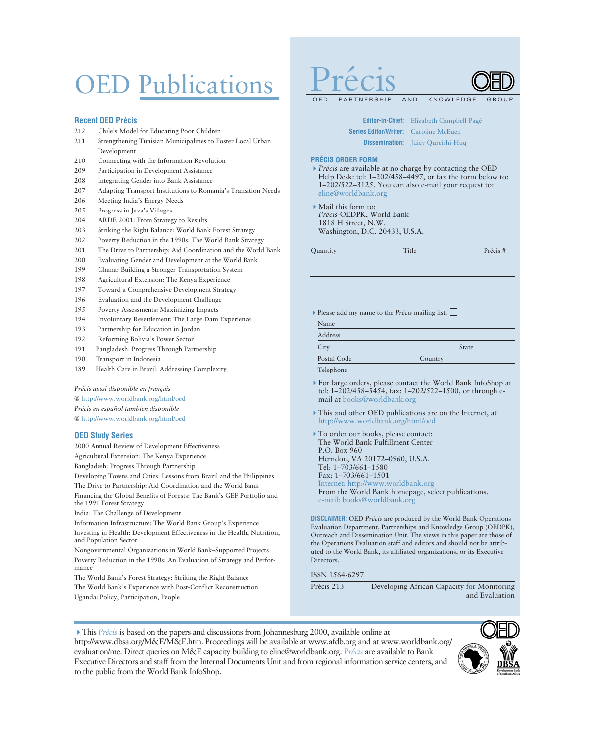# OED Publications

## Recent OED Précis

212 Chile's Model for Educating Poor Children
211 Strengthening Tunisian Municipalities to Foster Local Urban Development
210 Connecting with the Information Revolution
209 Participation in Development Assistance
208 Integrating Gender into Bank Assistance
207 Adapting Transport Institutions to Romania's Transition Needs
206 Meeting India's Energy Needs
205 Progress in Java's Villages
204 ARDE 2001: From Strategy to Results
203 Striking the Right Balance: World Bank Forest Strategy
202 Poverty Reduction in the 1990s: The World Bank Strategy
201 The Drive to Partnership: Aid Coordination and the World Bank
200 Evaluating Gender and Development at the World Bank
199 Ghana: Building a Stronger Transportation System
198 Agricultural Extension: The Kenya Experience
197 Toward a Comprehensive Development Strategy
196 Evaluation and the Development Challenge
195 Poverty Assessments: Maximizing Impacts
194 Involuntary Resettlement: The Large Dam Experience
193 Partnership for Education in Jordan
192 Reforming Bolivia's Power Sector
191 Bangladesh: Progress Through Partnership
190 Transport in Indonesia
189 Health Care in Brazil: Addressing Complexity

*Précis aussi disponible en français*
@ http://www.worldbank.org/html/oed
*Précis en español tambien disponible*
@ http://www.worldbank.org/html/oed

## OED Study Series

2000 Annual Review of Development Effectiveness
Agricultural Extension: The Kenya Experience
Bangladesh: Progress Through Partnership
Developing Towns and Cities: Lessons from Brazil and the Philippines
The Drive to Partnership: Aid Coordination and the World Bank
Financing the Global Benefits of Forests: The Bank's GEF Portfolio and the 1991 Forest Strategy
India: The Challenge of Development
Information Infrastructure: The World Bank Group's Experience
Investing in Health: Development Effectiveness in the Health, Nutrition, and Population Sector
Nongovernmental Organizations in World Bank–Supported Projects
Poverty Reduction in the 1990s: An Evaluation of Strategy and Performance
The World Bank's Forest Strategy: Striking the Right Balance
The World Bank's Experience with Post-Conflict Reconstruction
Uganda: Policy, Participation, People

# Précis

OED PARTNERSHIP AND KNOWLEDGE GROUP

**Editor-in-Chief:** Elizabeth Campbell-Pagé
**Series Editor/Writer:** Caroline McEuen
**Dissemination:** Juicy Qureishi-Huq

## PRÉCIS ORDER FORM

- *Précis* are available at no charge by contacting the OED Help Desk: tel: 1–202/458–4497, or fax the form below to: 1–202/522–3125. You can also e-mail your request to: eline@worldbank.org
- Mail this form to:
  *Précis*-OEDPK, World Bank
  1818 H Street, N.W.
  Washington, D.C. 20433, U.S.A.

| Quantity | Title | Précis # |
|---|---|---|
| | | |
| | | |
| | | |

- Please add my name to the *Précis* mailing list. ☐

Name
Address
City State
Postal Code Country
Telephone

- For large orders, please contact the World Bank InfoShop at tel: 1–202/458–5454, fax: 1–202/522–1500, or through e-mail at books@worldbank.org
- This and other OED publications are on the Internet, at http://www.worldbank.org/html/oed
- To order our books, please contact:
  The World Bank Fulfillment Center
  P.O. Box 960
  Herndon, VA 20172–0960, U.S.A.
  Tel: 1–703/661–1580
  Fax: 1–703/661–1501
  Internet: http://www.worldbank.org
  From the World Bank homepage, select publications.
  e-mail: books@worldbank.org

**DISCLAIMER:** OED *Précis* are produced by the World Bank Operations Evaluation Department, Partnerships and Knowledge Group (OEDPK), Outreach and Dissemination Unit. The views in this paper are those of the Operations Evaluation staff and editors and should not be attributed to the World Bank, its affiliated organizations, or its Executive Directors.

ISSN 1564-6297

Précis 213 Developing African Capacity for Monitoring and Evaluation

- This *Précis* is based on the papers and discussions from Johannesburg 2000, available online at http://www.dbsa.org/M&E/M&E.htm. Proceedings will be available at www.afdb.org and at www.worldbank.org/evaluation/me. Direct queries on M&E capacity building to eline@worldbank.org. *Précis* are available to Bank Executive Directors and staff from the Internal Documents Unit and from regional information service centers, and to the public from the World Bank InfoShop.